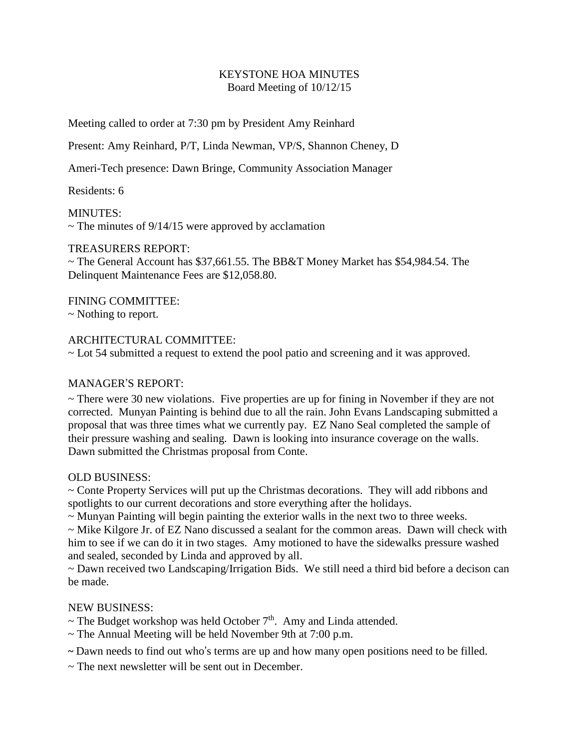# KEYSTONE HOA MINUTES

## Board Meeting of 10/12/15

Meeting called to order at 7:30 pm by President Amy Reinhard

Present: Amy Reinhard, P/T, Linda Newman, VP/S, Shannon Cheney, D

Ameri-Tech presence: Dawn Bringe, Community Association Manager

Residents: 6

MINUTES:
~ The minutes of 9/14/15 were approved by acclamation

TREASURERS REPORT:
~ The General Account has $37,661.55. The BB&T Money Market has $54,984.54. The Delinquent Maintenance Fees are $12,058.80.

FINING COMMITTEE:
~ Nothing to report.

ARCHITECTURAL COMMITTEE:
~ Lot 54 submitted a request to extend the pool patio and screening and it was approved.

MANAGER'S REPORT:

~ There were 30 new violations. Five properties are up for fining in November if they are not corrected. Munyan Painting is behind due to all the rain. John Evans Landscaping submitted a proposal that was three times what we currently pay. EZ Nano Seal completed the sample of their pressure washing and sealing. Dawn is looking into insurance coverage on the walls. Dawn submitted the Christmas proposal from Conte.

OLD BUSINESS:
~ Conte Property Services will put up the Christmas decorations. They will add ribbons and spotlights to our current decorations and store everything after the holidays.
~ Munyan Painting will begin painting the exterior walls in the next two to three weeks.
~ Mike Kilgore Jr. of EZ Nano discussed a sealant for the common areas. Dawn will check with him to see if we can do it in two stages. Amy motioned to have the sidewalks pressure washed and sealed, seconded by Linda and approved by all.
~ Dawn received two Landscaping/Irrigation Bids. We still need a third bid before a decison can be made.

NEW BUSINESS:
~ The Budget workshop was held October 7th. Amy and Linda attended.
~ The Annual Meeting will be held November 9th at 7:00 p.m.
~ Dawn needs to find out who's terms are up and how many open positions need to be filled.
~ The next newsletter will be sent out in December.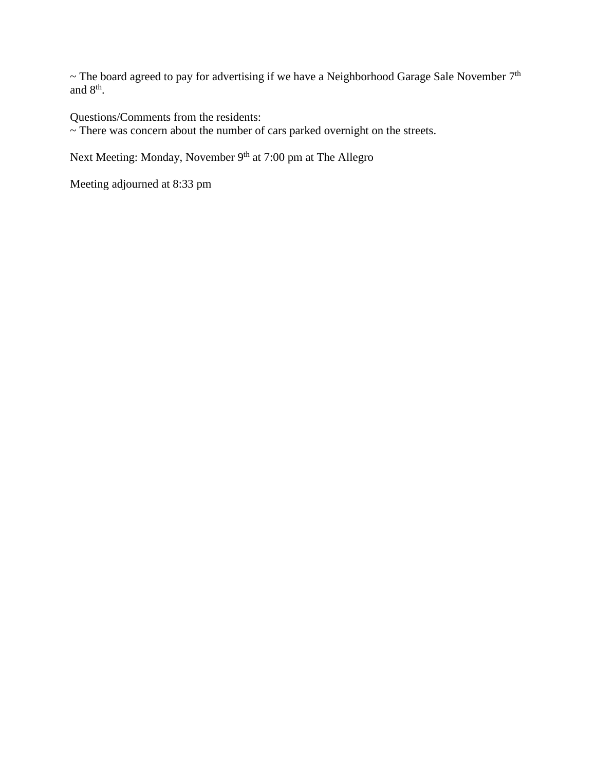~ The board agreed to pay for advertising if we have a Neighborhood Garage Sale November 7th and 8th.

Questions/Comments from the residents:
~ There was concern about the number of cars parked overnight on the streets.

Next Meeting: Monday, November 9th at 7:00 pm at The Allegro

Meeting adjourned at 8:33 pm